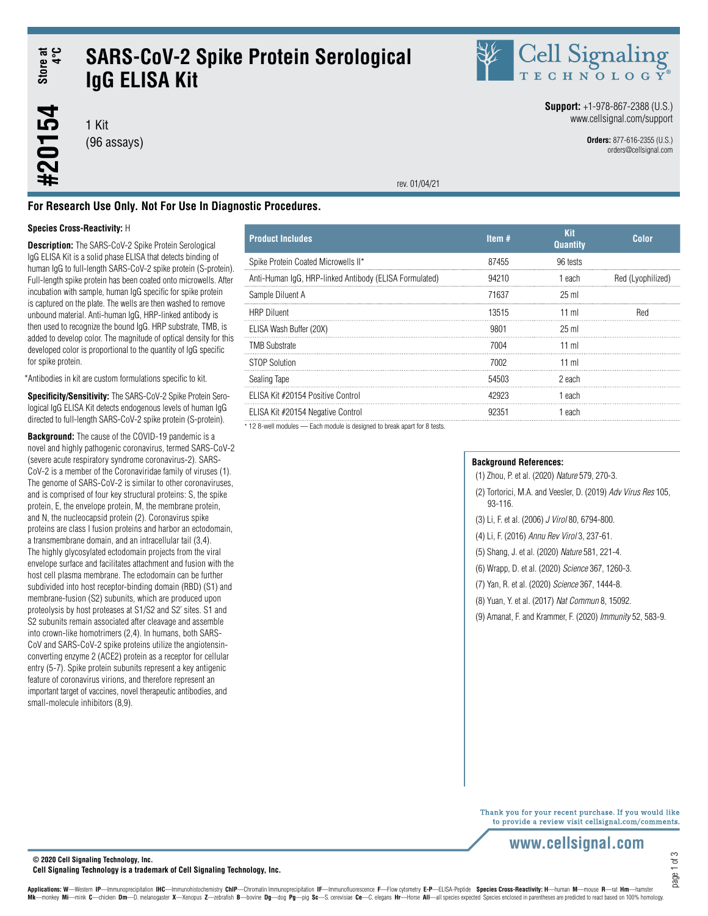# SARS-CoV-2 Spike Protein Serological IgG ELISA Kit

Store at 4°C

#20154

1 Kit
(96 assays)

**Support:** +1-978-867-2388 (U.S.)
www.cellsignal.com/support

**Orders:** 877-616-2355 (U.S.)
orders@cellsignal.com

rev. 01/04/21

**For Research Use Only. Not For Use In Diagnostic Procedures.**

**Species Cross-Reactivity:** H

**Description:** The SARS-CoV-2 Spike Protein Serological IgG ELISA Kit is a solid phase ELISA that detects binding of human IgG to full-length SARS-CoV-2 spike protein (S-protein). Full-length spike protein has been coated onto microwells. After incubation with sample, human IgG specific for spike protein is captured on the plate. The wells are then washed to remove unbound material. Anti-human IgG, HRP-linked antibody is then used to recognize the bound IgG. HRP substrate, TMB, is added to develop color. The magnitude of optical density for this developed color is proportional to the quantity of IgG specific for spike protein.

*Antibodies in kit are custom formulations specific to kit.

**Specificity/Sensitivity:** The SARS-CoV-2 Spike Protein Serological IgG ELISA Kit detects endogenous levels of human IgG directed to full-length SARS-CoV-2 spike protein (S-protein).

**Background:** The cause of the COVID-19 pandemic is a novel and highly pathogenic coronavirus, termed SARS-CoV-2 (severe acute respiratory syndrome coronavirus-2). SARS-CoV-2 is a member of the Coronaviridae family of viruses (1). The genome of SARS-CoV-2 is similar to other coronaviruses, and is comprised of four key structural proteins: S, the spike protein, E, the envelope protein, M, the membrane protein, and N, the nucleocapsid protein (2). Coronavirus spike proteins are class I fusion proteins and harbor an ectodomain, a transmembrane domain, and an intracellular tail (3,4). The highly glycosylated ectodomain projects from the viral envelope surface and facilitates attachment and fusion with the host cell plasma membrane. The ectodomain can be further subdivided into host receptor-binding domain (RBD) (S1) and membrane-fusion (S2) subunits, which are produced upon proteolysis by host proteases at S1/S2 and S2' sites. S1 and S2 subunits remain associated after cleavage and assemble into crown-like homotrimers (2,4). In humans, both SARS-CoV and SARS-CoV-2 spike proteins utilize the angiotensin-converting enzyme 2 (ACE2) protein as a receptor for cellular entry (5-7). Spike protein subunits represent a key antigenic feature of coronavirus virions, and therefore represent an important target of vaccines, novel therapeutic antibodies, and small-molecule inhibitors (8,9).

| Product Includes | Item # | Kit Quantity | Color |
|---|---|---|---|
| Spike Protein Coated Microwells II* | 87455 | 96 tests | |
| Anti-Human IgG, HRP-linked Antibody (ELISA Formulated) | 94210 | 1 each | Red (Lyophilized) |
| Sample Diluent A | 71637 | 25 ml | |
| HRP Diluent | 13515 | 11 ml | Red |
| ELISA Wash Buffer (20X) | 9801 | 25 ml | |
| TMB Substrate | 7004 | 11 ml | |
| STOP Solution | 7002 | 11 ml | |
| Sealing Tape | 54503 | 2 each | |
| ELISA Kit #20154 Positive Control | 42923 | 1 each | |
| ELISA Kit #20154 Negative Control | 92351 | 1 each | |

* 12 8-well modules — Each module is designed to break apart for 8 tests.

**Background References:**

(1) Zhou, P. et al. (2020) *Nature* 579, 270-3.
(2) Tortorici, M.A. and Veesler, D. (2019) *Adv Virus Res* 105, 93-116.
(3) Li, F. et al. (2006) *J Virol* 80, 6794-800.
(4) Li, F. (2016) *Annu Rev Virol* 3, 237-61.
(5) Shang, J. et al. (2020) *Nature* 581, 221-4.
(6) Wrapp, D. et al. (2020) *Science* 367, 1260-3.
(7) Yan, R. et al. (2020) *Science* 367, 1444-8.
(8) Yuan, Y. et al. (2017) *Nat Commun* 8, 15092.
(9) Amanat, F. and Krammer, F. (2020) *Immunity* 52, 583-9.

Thank you for your recent purchase. If you would like to provide a review visit cellsignal.com/comments.

www.cellsignal.com

© 2020 Cell Signaling Technology, Inc.
Cell Signaling Technology is a trademark of Cell Signaling Technology, Inc.

**Applications: W**—Western **IP**—Immunoprecipitation **IHC**—Immunohistochemistry **ChIP**—Chromatin Immunoprecipitation **IF**—Immunofluorescence **F**—Flow cytometry **E-P**—ELISA-Peptide **Species Cross-Reactivity: H**—human **M**—mouse **R**—rat **Hm**—hamster **Mk**—monkey **Mi**—mink **C**—chicken **Dm**—D. melanogaster **X**—Xenopus **Z**—zebrafish **B**—bovine **Dg**—dog **Pg**—pig **Sc**—S. cerevisiae **Ce**—C. elegans **Hr**—Horse **All**—all species expected Species enclosed in parentheses are predicted to react based on 100% homology.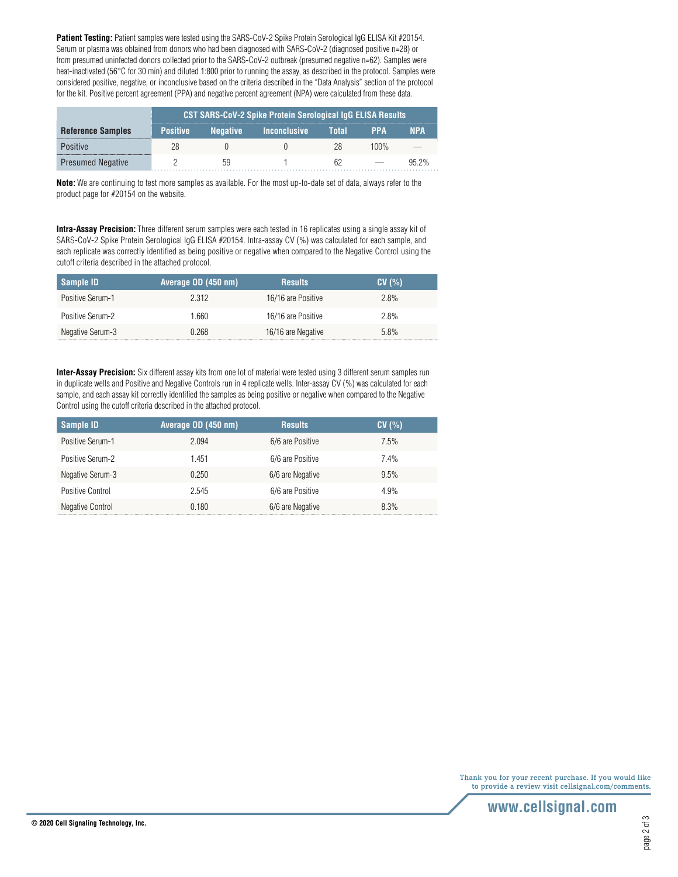**Patient Testing:** Patient samples were tested using the SARS-CoV-2 Spike Protein Serological IgG ELISA Kit #20154. Serum or plasma was obtained from donors who had been diagnosed with SARS-CoV-2 (diagnosed positive n=28) or from presumed uninfected donors collected prior to the SARS-CoV-2 outbreak (presumed negative n=62). Samples were heat-inactivated (56°C for 30 min) and diluted 1:800 prior to running the assay, as described in the protocol. Samples were considered positive, negative, or inconclusive based on the criteria described in the "Data Analysis" section of the protocol for the kit. Positive percent agreement (PPA) and negative percent agreement (NPA) were calculated from these data.

| | CST SARS-CoV-2 Spike Protein Serological IgG ELISA Results | | | | | |
|---|---|---|---|---|---|---|
| **Reference Samples** | **Positive** | **Negative** | **Inconclusive** | **Total** | **PPA** | **NPA** |
| Positive | 28 | 0 | 0 | 28 | 100% | — |
| Presumed Negative | 2 | 59 | 1 | 62 | — | 95.2% |

**Note:** We are continuing to test more samples as available. For the most up-to-date set of data, always refer to the product page for #20154 on the website.

**Intra-Assay Precision:** Three different serum samples were each tested in 16 replicates using a single assay kit of SARS-CoV-2 Spike Protein Serological IgG ELISA #20154. Intra-assay CV (%) was calculated for each sample, and each replicate was correctly identified as being positive or negative when compared to the Negative Control using the cutoff criteria described in the attached protocol.

| Sample ID | Average OD (450 nm) | Results | CV (%) |
|---|---|---|---|
| Positive Serum-1 | 2.312 | 16/16 are Positive | 2.8% |
| Positive Serum-2 | 1.660 | 16/16 are Positive | 2.8% |
| Negative Serum-3 | 0.268 | 16/16 are Negative | 5.8% |

**Inter-Assay Precision:** Six different assay kits from one lot of material were tested using 3 different serum samples run in duplicate wells and Positive and Negative Controls run in 4 replicate wells. Inter-assay CV (%) was calculated for each sample, and each assay kit correctly identified the samples as being positive or negative when compared to the Negative Control using the cutoff criteria described in the attached protocol.

| Sample ID | Average OD (450 nm) | Results | CV (%) |
|---|---|---|---|
| Positive Serum-1 | 2.094 | 6/6 are Positive | 7.5% |
| Positive Serum-2 | 1.451 | 6/6 are Positive | 7.4% |
| Negative Serum-3 | 0.250 | 6/6 are Negative | 9.5% |
| Positive Control | 2.545 | 6/6 are Positive | 4.9% |
| Negative Control | 0.180 | 6/6 are Negative | 8.3% |

Thank you for your recent purchase. If you would like to provide a review visit cellsignal.com/comments.

www.cellsignal.com

© 2020 Cell Signaling Technology, Inc.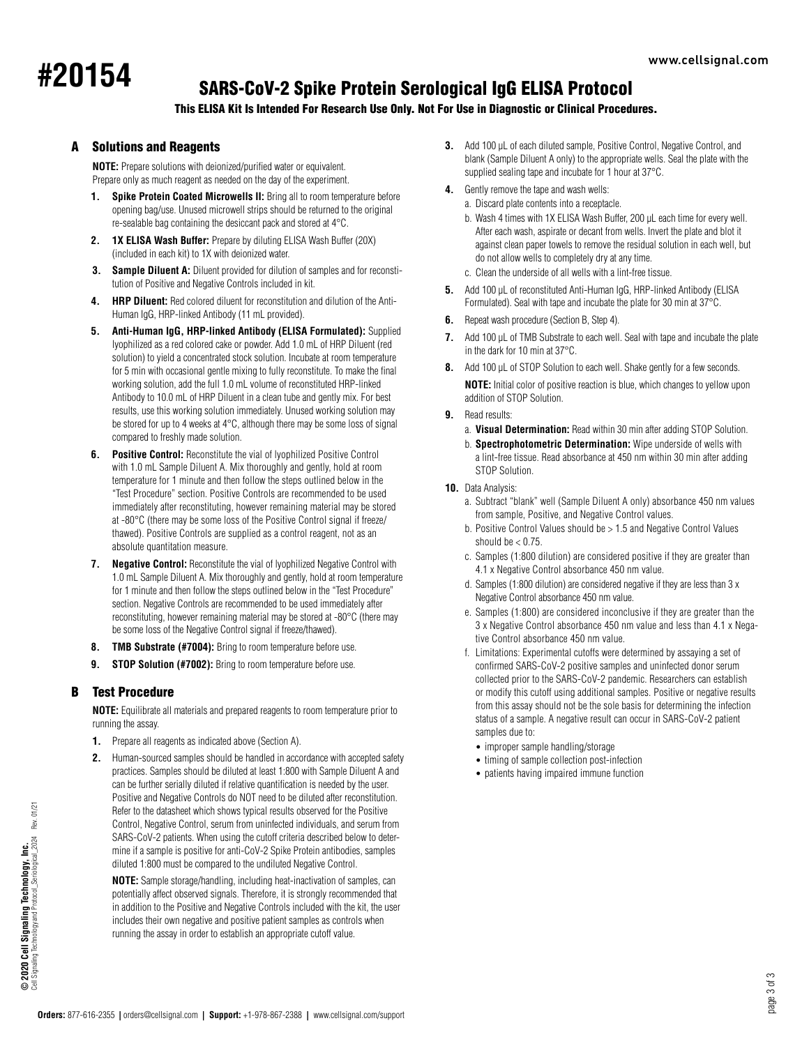# #20154

## SARS-CoV-2 Spike Protein Serological IgG ELISA Protocol

**This ELISA Kit Is Intended For Research Use Only. Not For Use in Diagnostic or Clinical Procedures.**

### A Solutions and Reagents

**NOTE:** Prepare solutions with deionized/purified water or equivalent. Prepare only as much reagent as needed on the day of the experiment.

1. **Spike Protein Coated Microwells II:** Bring all to room temperature before opening bag/use. Unused microwell strips should be returned to the original re-sealable bag containing the desiccant pack and stored at 4°C.
2. **1X ELISA Wash Buffer:** Prepare by diluting ELISA Wash Buffer (20X) (included in each kit) to 1X with deionized water.
3. **Sample Diluent A:** Diluent provided for dilution of samples and for reconstitution of Positive and Negative Controls included in kit.
4. **HRP Diluent:** Red colored diluent for reconstitution and dilution of the Anti-Human IgG, HRP-linked Antibody (11 mL provided).
5. **Anti-Human IgG, HRP-linked Antibody (ELISA Formulated):** Supplied lyophilized as a red colored cake or powder. Add 1.0 mL of HRP Diluent (red solution) to yield a concentrated stock solution. Incubate at room temperature for 5 min with occasional gentle mixing to fully reconstitute. To make the final working solution, add the full 1.0 mL volume of reconstituted HRP-linked Antibody to 10.0 mL of HRP Diluent in a clean tube and gently mix. For best results, use this working solution immediately. Unused working solution may be stored for up to 4 weeks at 4°C, although there may be some loss of signal compared to freshly made solution.
6. **Positive Control:** Reconstitute the vial of lyophilized Positive Control with 1.0 mL Sample Diluent A. Mix thoroughly and gently, hold at room temperature for 1 minute and then follow the steps outlined below in the "Test Procedure" section. Positive Controls are recommended to be used immediately after reconstituting, however remaining material may be stored at -80°C (there may be some loss of the Positive Control signal if freeze/thawed). Positive Controls are supplied as a control reagent, not as an absolute quantitation measure.
7. **Negative Control:** Reconstitute the vial of lyophilized Negative Control with 1.0 mL Sample Diluent A. Mix thoroughly and gently, hold at room temperature for 1 minute and then follow the steps outlined below in the "Test Procedure" section. Negative Controls are recommended to be used immediately after reconstituting, however remaining material may be stored at -80°C (there may be some loss of the Negative Control signal if freeze/thawed).
8. **TMB Substrate (#7004):** Bring to room temperature before use.
9. **STOP Solution (#7002):** Bring to room temperature before use.

### B Test Procedure

**NOTE:** Equilibrate all materials and prepared reagents to room temperature prior to running the assay.

1. Prepare all reagents as indicated above (Section A).
2. Human-sourced samples should be handled in accordance with accepted safety practices. Samples should be diluted at least 1:800 with Sample Diluent A and can be further serially diluted if relative quantification is needed by the user. Positive and Negative Controls do NOT need to be diluted after reconstitution. Refer to the datasheet which shows typical results observed for the Positive Control, Negative Control, serum from uninfected individuals, and serum from SARS-CoV-2 patients. When using the cutoff criteria described below to determine if a sample is positive for anti-CoV-2 Spike Protein antibodies, samples diluted 1:800 must be compared to the undiluted Negative Control.

   **NOTE:** Sample storage/handling, including heat-inactivation of samples, can potentially affect observed signals. Therefore, it is strongly recommended that in addition to the Positive and Negative Controls included with the kit, the user includes their own negative and positive patient samples as controls when running the assay in order to establish an appropriate cutoff value.
3. Add 100 µL of each diluted sample, Positive Control, Negative Control, and blank (Sample Diluent A only) to the appropriate wells. Seal the plate with the supplied sealing tape and incubate for 1 hour at 37°C.
4. Gently remove the tape and wash wells:
   a. Discard plate contents into a receptacle.
   b. Wash 4 times with 1X ELISA Wash Buffer, 200 µL each time for every well. After each wash, aspirate or decant from wells. Invert the plate and blot it against clean paper towels to remove the residual solution in each well, but do not allow wells to completely dry at any time.
   c. Clean the underside of all wells with a lint-free tissue.
5. Add 100 µL of reconstituted Anti-Human IgG, HRP-linked Antibody (ELISA Formulated). Seal with tape and incubate the plate for 30 min at 37°C.
6. Repeat wash procedure (Section B, Step 4).
7. Add 100 µL of TMB Substrate to each well. Seal with tape and incubate the plate in the dark for 10 min at 37°C.
8. Add 100 µL of STOP Solution to each well. Shake gently for a few seconds.

   **NOTE:** Initial color of positive reaction is blue, which changes to yellow upon addition of STOP Solution.
9. Read results:
   a. **Visual Determination:** Read within 30 min after adding STOP Solution.
   b. **Spectrophotometric Determination:** Wipe underside of wells with a lint-free tissue. Read absorbance at 450 nm within 30 min after adding STOP Solution.
10. Data Analysis:
    a. Subtract "blank" well (Sample Diluent A only) absorbance 450 nm values from sample, Positive, and Negative Control values.
    b. Positive Control Values should be > 1.5 and Negative Control Values should be < 0.75.
    c. Samples (1:800 dilution) are considered positive if they are greater than 4.1 x Negative Control absorbance 450 nm value.
    d. Samples (1:800 dilution) are considered negative if they are less than 3 x Negative Control absorbance 450 nm value.
    e. Samples (1:800) are considered inconclusive if they are greater than the 3 x Negative Control absorbance 450 nm value and less than 4.1 x Negative Control absorbance 450 nm value.
    f. Limitations: Experimental cutoffs were determined by assaying a set of confirmed SARS-CoV-2 positive samples and uninfected donor serum collected prior to the SARS-CoV-2 pandemic. Researchers can establish or modify this cutoff using additional samples. Positive or negative results from this assay should not be the sole basis for determining the infection status of a sample. A negative result can occur in SARS-CoV-2 patient samples due to:
       - improper sample handling/storage
       - timing of sample collection post-infection
       - patients having impaired immune function